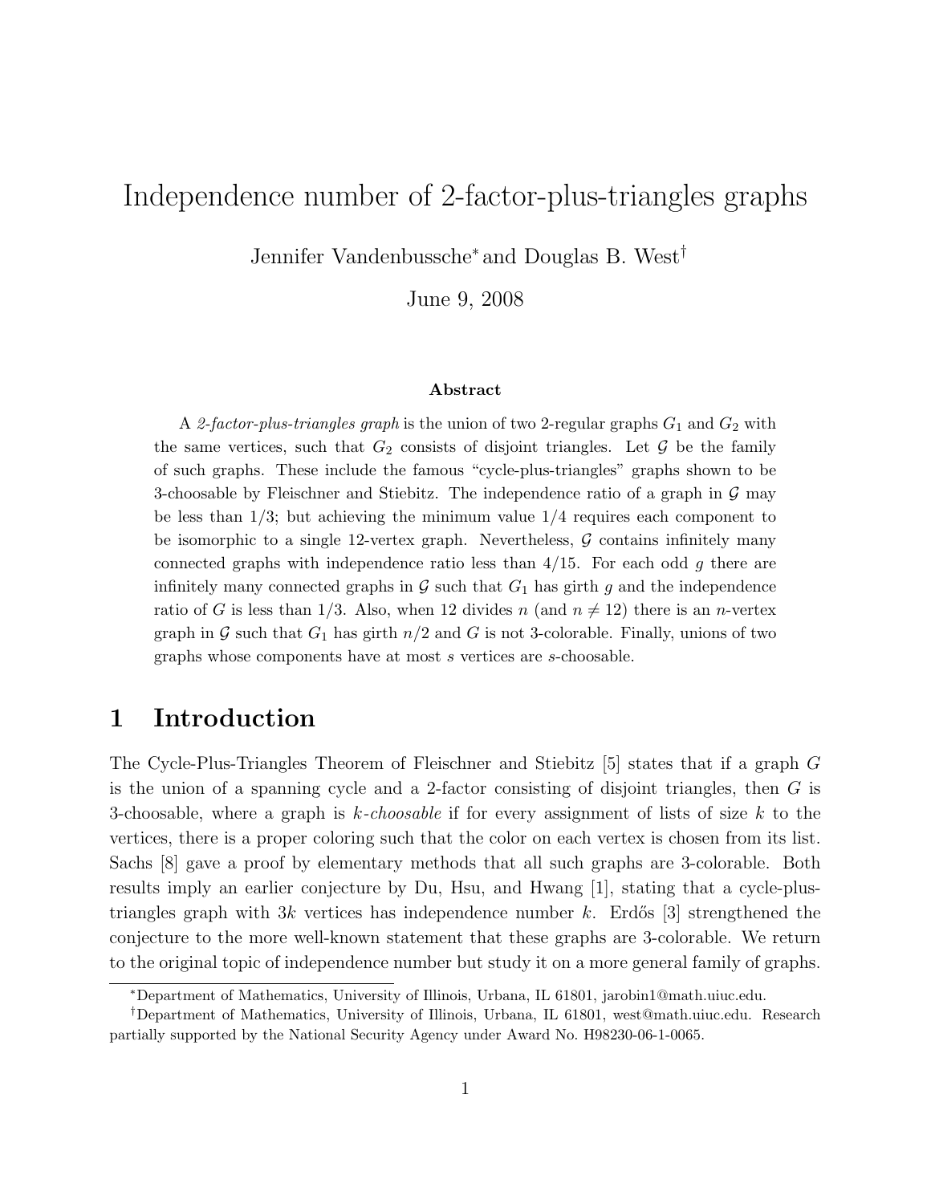# Independence number of 2-factor-plus-triangles graphs

Jennifer Vandenbussche* and Douglas B. West†

June 9, 2008

### Abstract

A *2-factor-plus-triangles graph* is the union of two 2-regular graphs $G_1$ and $G_2$ with the same vertices, such that $G_2$ consists of disjoint triangles. Let $\mathcal{G}$ be the family of such graphs. These include the famous "cycle-plus-triangles" graphs shown to be 3-choosable by Fleischner and Stiebitz. The independence ratio of a graph in $\mathcal{G}$ may be less than $1/3$; but achieving the minimum value $1/4$ requires each component to be isomorphic to a single 12-vertex graph. Nevertheless, $\mathcal{G}$ contains infinitely many connected graphs with independence ratio less than $4/15$. For each odd $g$ there are infinitely many connected graphs in $\mathcal{G}$ such that $G_1$ has girth $g$ and the independence ratio of $G$ is less than $1/3$. Also, when 12 divides $n$ (and $n \neq 12$) there is an $n$-vertex graph in $\mathcal{G}$ such that $G_1$ has girth $n/2$ and $G$ is not 3-colorable. Finally, unions of two graphs whose components have at most $s$ vertices are $s$-choosable.

## 1 Introduction

The Cycle-Plus-Triangles Theorem of Fleischner and Stiebitz [5] states that if a graph $G$ is the union of a spanning cycle and a 2-factor consisting of disjoint triangles, then $G$ is 3-choosable, where a graph is *k-choosable* if for every assignment of lists of size $k$ to the vertices, there is a proper coloring such that the color on each vertex is chosen from its list. Sachs [8] gave a proof by elementary methods that all such graphs are 3-colorable. Both results imply an earlier conjecture by Du, Hsu, and Hwang [1], stating that a cycle-plus-triangles graph with $3k$ vertices has independence number $k$. Erdős [3] strengthened the conjecture to the more well-known statement that these graphs are 3-colorable. We return to the original topic of independence number but study it on a more general family of graphs.

*Department of Mathematics, University of Illinois, Urbana, IL 61801, jarobin1@math.uiuc.edu.

†Department of Mathematics, University of Illinois, Urbana, IL 61801, west@math.uiuc.edu. Research partially supported by the National Security Agency under Award No. H98230-06-1-0065.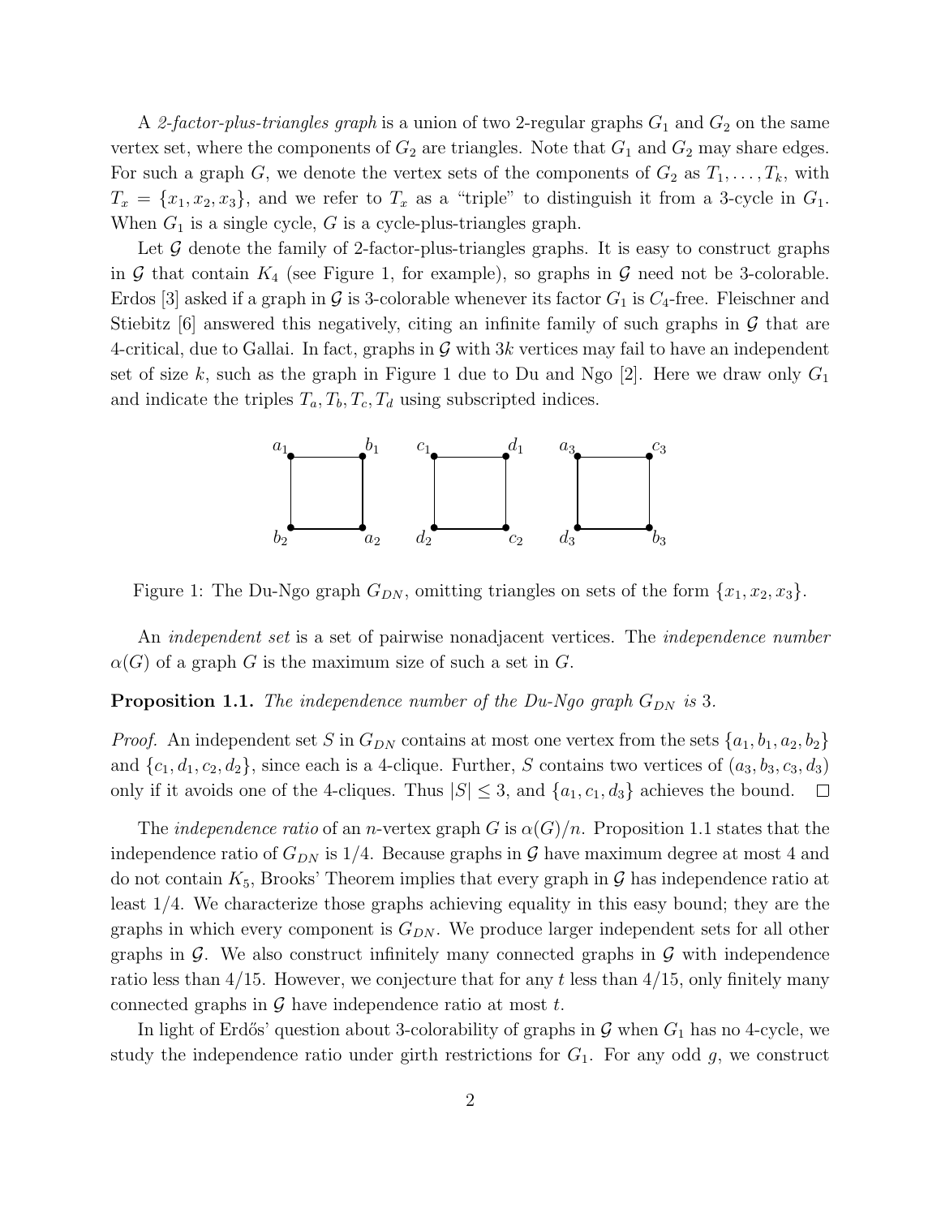A *2-factor-plus-triangles graph* is a union of two 2-regular graphs $G_1$ and $G_2$ on the same vertex set, where the components of $G_2$ are triangles. Note that $G_1$ and $G_2$ may share edges. For such a graph $G$, we denote the vertex sets of the components of $G_2$ as $T_1, \ldots, T_k$, with $T_x = \{x_1, x_2, x_3\}$, and we refer to $T_x$ as a "triple" to distinguish it from a 3-cycle in $G_1$. When $G_1$ is a single cycle, $G$ is a cycle-plus-triangles graph.

Let $\mathcal{G}$ denote the family of 2-factor-plus-triangles graphs. It is easy to construct graphs in $\mathcal{G}$ that contain $K_4$ (see Figure 1, for example), so graphs in $\mathcal{G}$ need not be 3-colorable. Erdos [3] asked if a graph in $\mathcal{G}$ is 3-colorable whenever its factor $G_1$ is $C_4$-free. Fleischner and Stiebitz [6] answered this negatively, citing an infinite family of such graphs in $\mathcal{G}$ that are 4-critical, due to Gallai. In fact, graphs in $\mathcal{G}$ with $3k$ vertices may fail to have an independent set of size $k$, such as the graph in Figure 1 due to Du and Ngo [2]. Here we draw only $G_1$ and indicate the triples $T_a, T_b, T_c, T_d$ using subscripted indices.

Figure 1: The Du-Ngo graph $G_{DN}$, omitting triangles on sets of the form $\{x_1, x_2, x_3\}$.

An *independent set* is a set of pairwise nonadjacent vertices. The *independence number* $\alpha(G)$ of a graph $G$ is the maximum size of such a set in $G$.

**Proposition 1.1.** *The independence number of the Du-Ngo graph $G_{DN}$ is 3.*

*Proof.* An independent set $S$ in $G_{DN}$ contains at most one vertex from the sets $\{a_1, b_1, a_2, b_2\}$ and $\{c_1, d_1, c_2, d_2\}$, since each is a 4-clique. Further, $S$ contains two vertices of $(a_3, b_3, c_3, d_3)$ only if it avoids one of the 4-cliques. Thus $|S| \leq 3$, and $\{a_1, c_1, d_3\}$ achieves the bound. □

The *independence ratio* of an $n$-vertex graph $G$ is $\alpha(G)/n$. Proposition 1.1 states that the independence ratio of $G_{DN}$ is 1/4. Because graphs in $\mathcal{G}$ have maximum degree at most 4 and do not contain $K_5$, Brooks' Theorem implies that every graph in $\mathcal{G}$ has independence ratio at least 1/4. We characterize those graphs achieving equality in this easy bound; they are the graphs in which every component is $G_{DN}$. We produce larger independent sets for all other graphs in $\mathcal{G}$. We also construct infinitely many connected graphs in $\mathcal{G}$ with independence ratio less than 4/15. However, we conjecture that for any $t$ less than 4/15, only finitely many connected graphs in $\mathcal{G}$ have independence ratio at most $t$.

In light of Erdős' question about 3-colorability of graphs in $\mathcal{G}$ when $G_1$ has no 4-cycle, we study the independence ratio under girth restrictions for $G_1$. For any odd $g$, we construct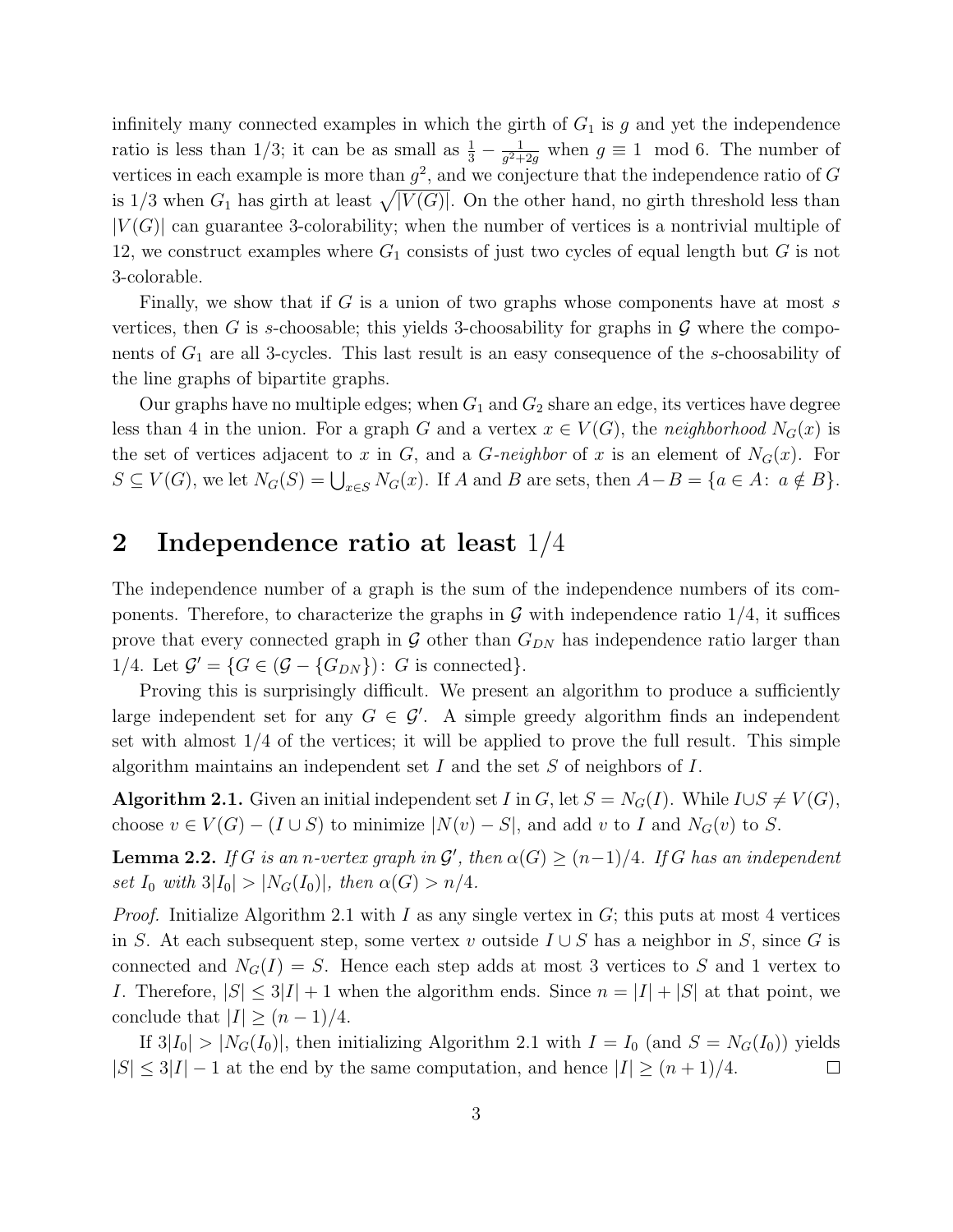infinitely many connected examples in which the girth of $G_1$ is $g$ and yet the independence ratio is less than 1/3; it can be as small as $\frac{1}{3} - \frac{1}{g^2+2g}$ when $g \equiv 1 \mod 6$. The number of vertices in each example is more than $g^2$, and we conjecture that the independence ratio of $G$ is 1/3 when $G_1$ has girth at least $\sqrt{|V(G)|}$. On the other hand, no girth threshold less than $|V(G)|$ can guarantee 3-colorability; when the number of vertices is a nontrivial multiple of 12, we construct examples where $G_1$ consists of just two cycles of equal length but $G$ is not 3-colorable.

Finally, we show that if $G$ is a union of two graphs whose components have at most $s$ vertices, then $G$ is $s$-choosable; this yields 3-choosability for graphs in $\mathcal{G}$ where the components of $G_1$ are all 3-cycles. This last result is an easy consequence of the $s$-choosability of the line graphs of bipartite graphs.

Our graphs have no multiple edges; when $G_1$ and $G_2$ share an edge, its vertices have degree less than 4 in the union. For a graph $G$ and a vertex $x \in V(G)$, the *neighborhood* $N_G(x)$ is the set of vertices adjacent to $x$ in $G$, and a *$G$-neighbor* of $x$ is an element of $N_G(x)$. For $S \subseteq V(G)$, we let $N_G(S) = \bigcup_{x \in S} N_G(x)$. If $A$ and $B$ are sets, then $A - B = \{a \in A\colon\ a \notin B\}$.

## 2 Independence ratio at least 1/4

The independence number of a graph is the sum of the independence numbers of its components. Therefore, to characterize the graphs in $\mathcal{G}$ with independence ratio 1/4, it suffices prove that every connected graph in $\mathcal{G}$ other than $G_{DN}$ has independence ratio larger than 1/4. Let $\mathcal{G}' = \{G \in (\mathcal{G} - \{G_{DN}\})\colon\ G \text{ is connected}\}$.

Proving this is surprisingly difficult. We present an algorithm to produce a sufficiently large independent set for any $G \in \mathcal{G}'$. A simple greedy algorithm finds an independent set with almost 1/4 of the vertices; it will be applied to prove the full result. This simple algorithm maintains an independent set $I$ and the set $S$ of neighbors of $I$.

**Algorithm 2.1.** Given an initial independent set $I$ in $G$, let $S = N_G(I)$. While $I \cup S \neq V(G)$, choose $v \in V(G) - (I \cup S)$ to minimize $|N(v) - S|$, and add $v$ to $I$ and $N_G(v)$ to $S$.

**Lemma 2.2.** *If $G$ is an $n$-vertex graph in $\mathcal{G}'$, then $\alpha(G) \geq (n-1)/4$. If $G$ has an independent set $I_0$ with $3|I_0| > |N_G(I_0)|$, then $\alpha(G) > n/4$.*

*Proof.* Initialize Algorithm 2.1 with $I$ as any single vertex in $G$; this puts at most 4 vertices in $S$. At each subsequent step, some vertex $v$ outside $I \cup S$ has a neighbor in $S$, since $G$ is connected and $N_G(I) = S$. Hence each step adds at most 3 vertices to $S$ and 1 vertex to $I$. Therefore, $|S| \leq 3|I| + 1$ when the algorithm ends. Since $n = |I| + |S|$ at that point, we conclude that $|I| \geq (n-1)/4$.

If $3|I_0| > |N_G(I_0)|$, then initializing Algorithm 2.1 with $I = I_0$ (and $S = N_G(I_0)$) yields $|S| \leq 3|I| - 1$ at the end by the same computation, and hence $|I| \geq (n+1)/4$. $\square$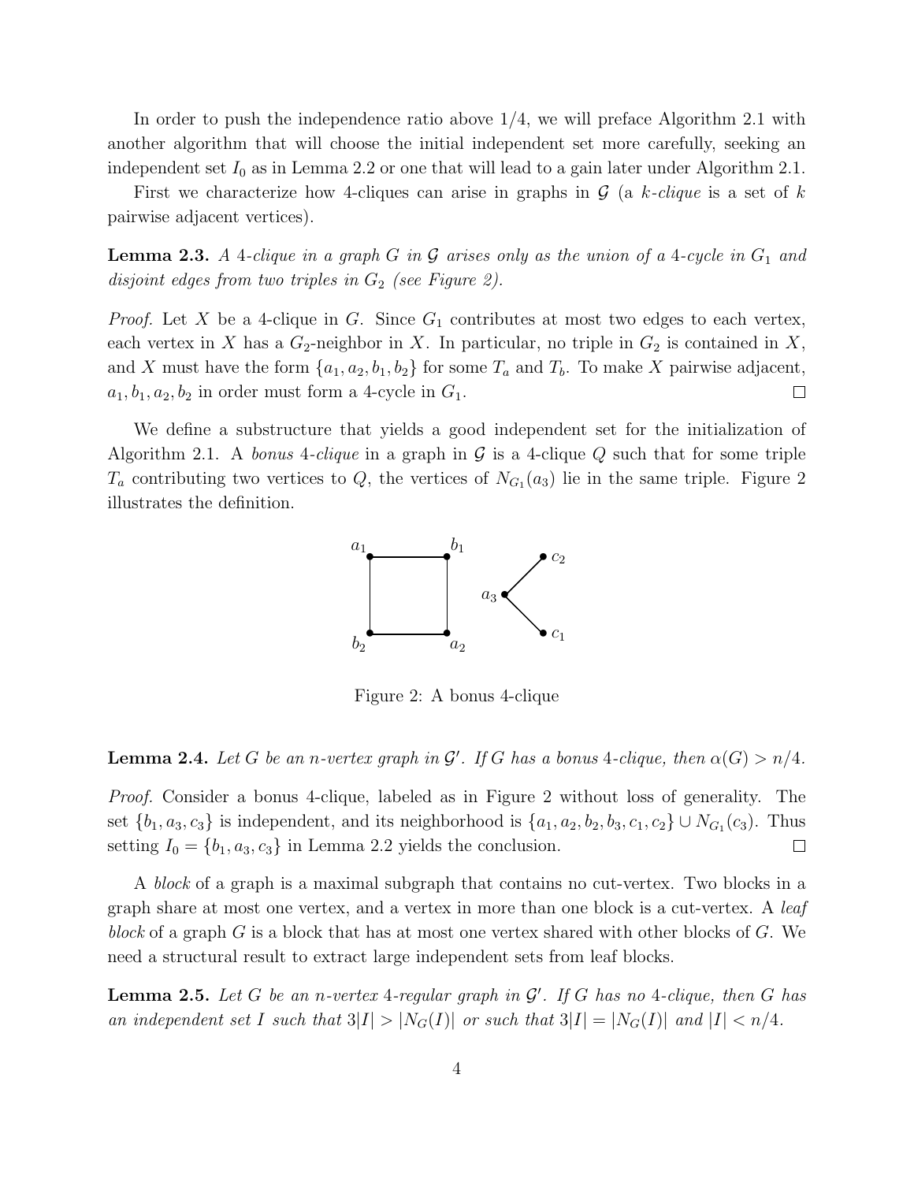In order to push the independence ratio above $1/4$, we will preface Algorithm 2.1 with another algorithm that will choose the initial independent set more carefully, seeking an independent set $I_0$ as in Lemma 2.2 or one that will lead to a gain later under Algorithm 2.1.

First we characterize how 4-cliques can arise in graphs in $\mathcal{G}$ (a *k-clique* is a set of $k$ pairwise adjacent vertices).

**Lemma 2.3.** *A 4-clique in a graph $G$ in $\mathcal{G}$ arises only as the union of a 4-cycle in $G_1$ and disjoint edges from two triples in $G_2$ (see Figure 2).*

*Proof.* Let $X$ be a 4-clique in $G$. Since $G_1$ contributes at most two edges to each vertex, each vertex in $X$ has a $G_2$-neighbor in $X$. In particular, no triple in $G_2$ is contained in $X$, and $X$ must have the form $\{a_1, a_2, b_1, b_2\}$ for some $T_a$ and $T_b$. To make $X$ pairwise adjacent, $a_1, b_1, a_2, b_2$ in order must form a 4-cycle in $G_1$. □

We define a substructure that yields a good independent set for the initialization of Algorithm 2.1. A *bonus* 4*-clique* in a graph in $\mathcal{G}$ is a 4-clique $Q$ such that for some triple $T_a$ contributing two vertices to $Q$, the vertices of $N_{G_1}(a_3)$ lie in the same triple. Figure 2 illustrates the definition.

Figure 2: A bonus 4-clique

**Lemma 2.4.** *Let $G$ be an $n$-vertex graph in $\mathcal{G}'$. If $G$ has a bonus 4-clique, then $\alpha(G) > n/4$.*

*Proof.* Consider a bonus 4-clique, labeled as in Figure 2 without loss of generality. The set $\{b_1, a_3, c_3\}$ is independent, and its neighborhood is $\{a_1, a_2, b_2, b_3, c_1, c_2\} \cup N_{G_1}(c_3)$. Thus setting $I_0 = \{b_1, a_3, c_3\}$ in Lemma 2.2 yields the conclusion. □

A *block* of a graph is a maximal subgraph that contains no cut-vertex. Two blocks in a graph share at most one vertex, and a vertex in more than one block is a cut-vertex. A *leaf block* of a graph $G$ is a block that has at most one vertex shared with other blocks of $G$. We need a structural result to extract large independent sets from leaf blocks.

**Lemma 2.5.** *Let $G$ be an $n$-vertex 4-regular graph in $\mathcal{G}'$. If $G$ has no 4-clique, then $G$ has an independent set $I$ such that $3|I| > |N_G(I)|$ or such that $3|I| = |N_G(I)|$ and $|I| < n/4$.*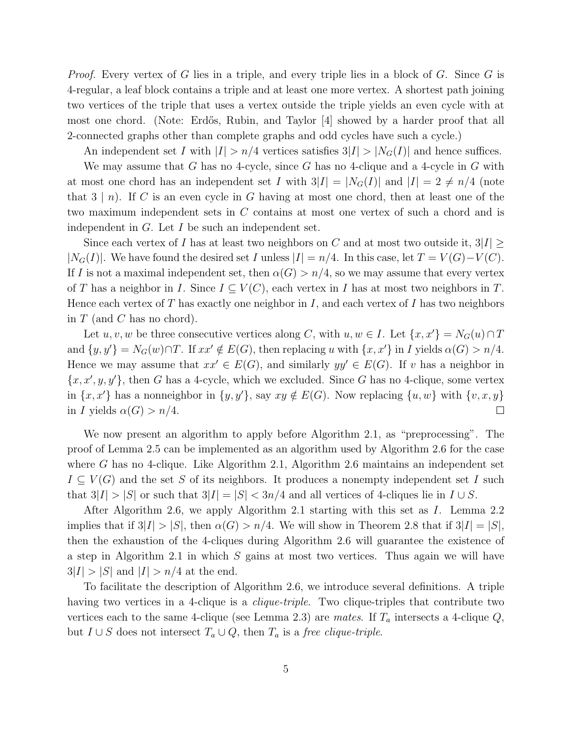*Proof.* Every vertex of $G$ lies in a triple, and every triple lies in a block of $G$. Since $G$ is 4-regular, a leaf block contains a triple and at least one more vertex. A shortest path joining two vertices of the triple that uses a vertex outside the triple yields an even cycle with at most one chord. (Note: Erdős, Rubin, and Taylor [4] showed by a harder proof that all 2-connected graphs other than complete graphs and odd cycles have such a cycle.)

An independent set $I$ with $|I| > n/4$ vertices satisfies $3|I| > |N_G(I)|$ and hence suffices.

We may assume that $G$ has no 4-cycle, since $G$ has no 4-clique and a 4-cycle in $G$ with at most one chord has an independent set $I$ with $3|I| = |N_G(I)|$ and $|I| = 2 \neq n/4$ (note that $3 \mid n$). If $C$ is an even cycle in $G$ having at most one chord, then at least one of the two maximum independent sets in $C$ contains at most one vertex of such a chord and is independent in $G$. Let $I$ be such an independent set.

Since each vertex of $I$ has at least two neighbors on $C$ and at most two outside it, $3|I| \geq |N_G(I)|$. We have found the desired set $I$ unless $|I| = n/4$. In this case, let $T = V(G) - V(C)$. If $I$ is not a maximal independent set, then $\alpha(G) > n/4$, so we may assume that every vertex of $T$ has a neighbor in $I$. Since $I \subseteq V(C)$, each vertex in $I$ has at most two neighbors in $T$. Hence each vertex of $T$ has exactly one neighbor in $I$, and each vertex of $I$ has two neighbors in $T$ (and $C$ has no chord).

Let $u, v, w$ be three consecutive vertices along $C$, with $u, w \in I$. Let $\{x, x'\} = N_G(u) \cap T$ and $\{y, y'\} = N_G(w) \cap T$. If $xx' \notin E(G)$, then replacing $u$ with $\{x, x'\}$ in $I$ yields $\alpha(G) > n/4$. Hence we may assume that $xx' \in E(G)$, and similarly $yy' \in E(G)$. If $v$ has a neighbor in $\{x, x', y, y'\}$, then $G$ has a 4-cycle, which we excluded. Since $G$ has no 4-clique, some vertex in $\{x, x'\}$ has a nonneighbor in $\{y, y'\}$, say $xy \notin E(G)$. Now replacing $\{u, w\}$ with $\{v, x, y\}$ in $I$ yields $\alpha(G) > n/4$. $\square$

We now present an algorithm to apply before Algorithm 2.1, as "preprocessing". The proof of Lemma 2.5 can be implemented as an algorithm used by Algorithm 2.6 for the case where $G$ has no 4-clique. Like Algorithm 2.1, Algorithm 2.6 maintains an independent set $I \subseteq V(G)$ and the set $S$ of its neighbors. It produces a nonempty independent set $I$ such that $3|I| > |S|$ or such that $3|I| = |S| < 3n/4$ and all vertices of 4-cliques lie in $I \cup S$.

After Algorithm 2.6, we apply Algorithm 2.1 starting with this set as $I$. Lemma 2.2 implies that if $3|I| > |S|$, then $\alpha(G) > n/4$. We will show in Theorem 2.8 that if $3|I| = |S|$, then the exhaustion of the 4-cliques during Algorithm 2.6 will guarantee the existence of a step in Algorithm 2.1 in which $S$ gains at most two vertices. Thus again we will have $3|I| > |S|$ and $|I| > n/4$ at the end.

To facilitate the description of Algorithm 2.6, we introduce several definitions. A triple having two vertices in a 4-clique is a *clique-triple*. Two clique-triples that contribute two vertices each to the same 4-clique (see Lemma 2.3) are *mates*. If $T_a$ intersects a 4-clique $Q$, but $I \cup S$ does not intersect $T_a \cup Q$, then $T_a$ is a *free clique-triple*.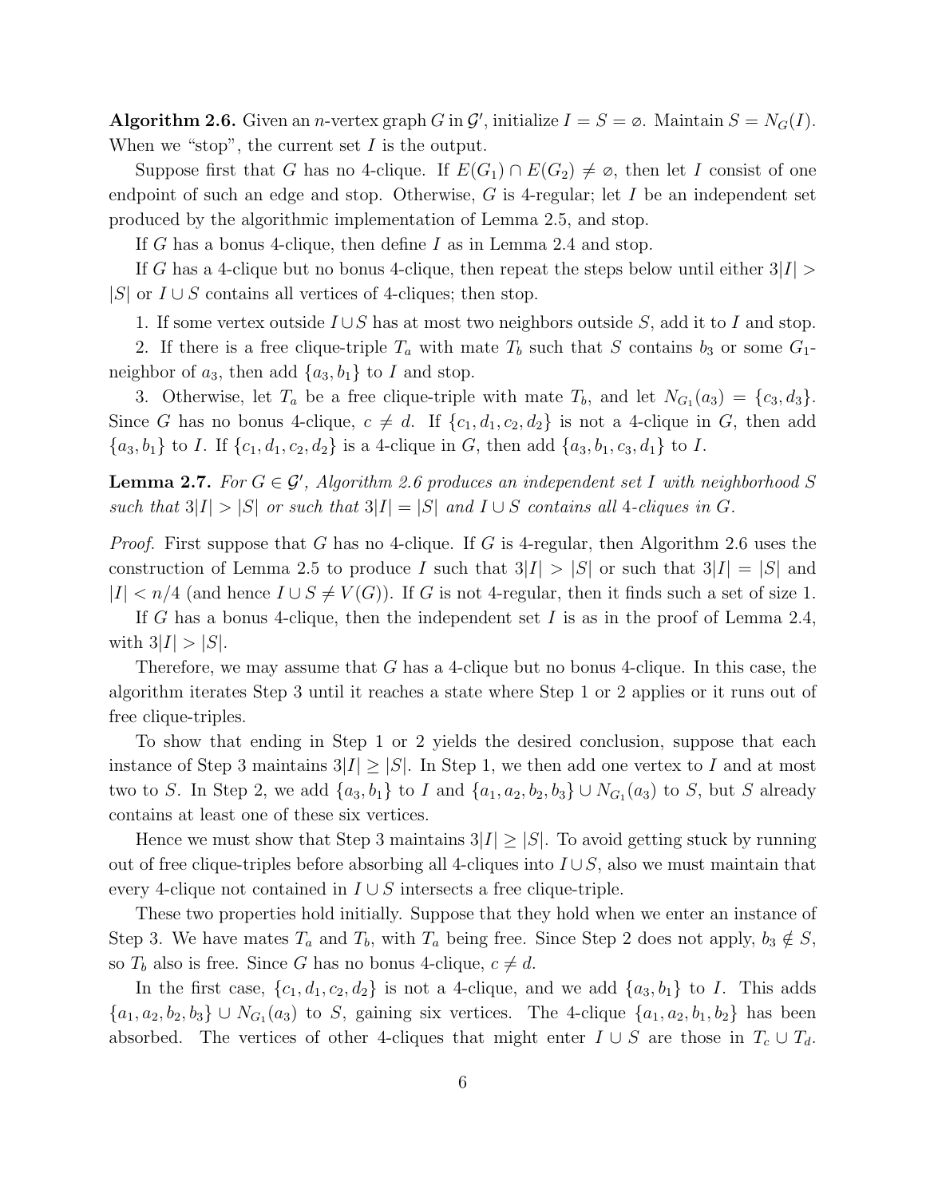**Algorithm 2.6.** Given an $n$-vertex graph $G$ in $\mathcal{G}'$, initialize $I = S = \varnothing$. Maintain $S = N_G(I)$. When we "stop", the current set $I$ is the output.

Suppose first that $G$ has no 4-clique. If $E(G_1) \cap E(G_2) \neq \varnothing$, then let $I$ consist of one endpoint of such an edge and stop. Otherwise, $G$ is 4-regular; let $I$ be an independent set produced by the algorithmic implementation of Lemma 2.5, and stop.

If $G$ has a bonus 4-clique, then define $I$ as in Lemma 2.4 and stop.

If $G$ has a 4-clique but no bonus 4-clique, then repeat the steps below until either $3|I| > |S|$ or $I \cup S$ contains all vertices of 4-cliques; then stop.

1. If some vertex outside $I \cup S$ has at most two neighbors outside $S$, add it to $I$ and stop.

2. If there is a free clique-triple $T_a$ with mate $T_b$ such that $S$ contains $b_3$ or some $G_1$-neighbor of $a_3$, then add $\{a_3, b_1\}$ to $I$ and stop.

3. Otherwise, let $T_a$ be a free clique-triple with mate $T_b$, and let $N_{G_1}(a_3) = \{c_3, d_3\}$. Since $G$ has no bonus 4-clique, $c \neq d$. If $\{c_1, d_1, c_2, d_2\}$ is not a 4-clique in $G$, then add $\{a_3, b_1\}$ to $I$. If $\{c_1, d_1, c_2, d_2\}$ is a 4-clique in $G$, then add $\{a_3, b_1, c_3, d_1\}$ to $I$.

**Lemma 2.7.** *For $G \in \mathcal{G}'$, Algorithm 2.6 produces an independent set $I$ with neighborhood $S$ such that $3|I| > |S|$ or such that $3|I| = |S|$ and $I \cup S$ contains all 4-cliques in $G$.*

*Proof.* First suppose that $G$ has no 4-clique. If $G$ is 4-regular, then Algorithm 2.6 uses the construction of Lemma 2.5 to produce $I$ such that $3|I| > |S|$ or such that $3|I| = |S|$ and $|I| < n/4$ (and hence $I \cup S \neq V(G)$). If $G$ is not 4-regular, then it finds such a set of size 1.

If $G$ has a bonus 4-clique, then the independent set $I$ is as in the proof of Lemma 2.4, with $3|I| > |S|$.

Therefore, we may assume that $G$ has a 4-clique but no bonus 4-clique. In this case, the algorithm iterates Step 3 until it reaches a state where Step 1 or 2 applies or it runs out of free clique-triples.

To show that ending in Step 1 or 2 yields the desired conclusion, suppose that each instance of Step 3 maintains $3|I| \geq |S|$. In Step 1, we then add one vertex to $I$ and at most two to $S$. In Step 2, we add $\{a_3, b_1\}$ to $I$ and $\{a_1, a_2, b_2, b_3\} \cup N_{G_1}(a_3)$ to $S$, but $S$ already contains at least one of these six vertices.

Hence we must show that Step 3 maintains $3|I| \geq |S|$. To avoid getting stuck by running out of free clique-triples before absorbing all 4-cliques into $I \cup S$, also we must maintain that every 4-clique not contained in $I \cup S$ intersects a free clique-triple.

These two properties hold initially. Suppose that they hold when we enter an instance of Step 3. We have mates $T_a$ and $T_b$, with $T_a$ being free. Since Step 2 does not apply, $b_3 \notin S$, so $T_b$ also is free. Since $G$ has no bonus 4-clique, $c \neq d$.

In the first case, $\{c_1, d_1, c_2, d_2\}$ is not a 4-clique, and we add $\{a_3, b_1\}$ to $I$. This adds $\{a_1, a_2, b_2, b_3\} \cup N_{G_1}(a_3)$ to $S$, gaining six vertices. The 4-clique $\{a_1, a_2, b_1, b_2\}$ has been absorbed. The vertices of other 4-cliques that might enter $I \cup S$ are those in $T_c \cup T_d$.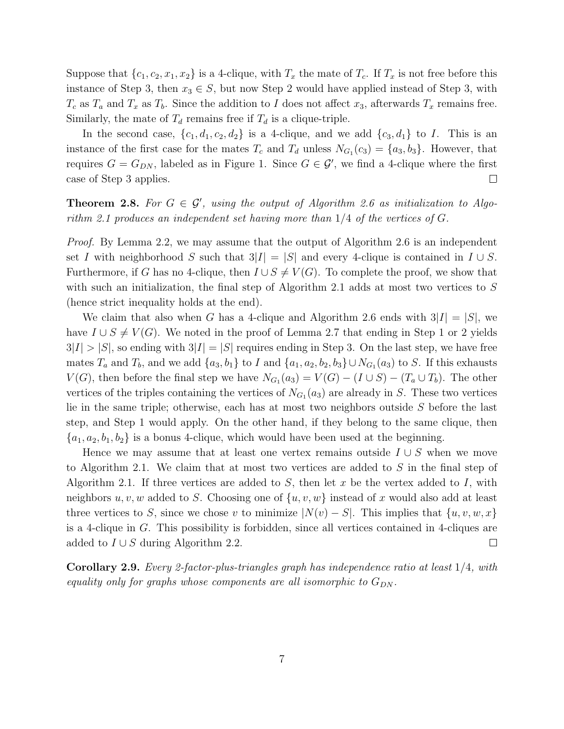Suppose that $\{c_1, c_2, x_1, x_2\}$ is a 4-clique, with $T_x$ the mate of $T_c$. If $T_x$ is not free before this instance of Step 3, then $x_3 \in S$, but now Step 2 would have applied instead of Step 3, with $T_c$ as $T_a$ and $T_x$ as $T_b$. Since the addition to $I$ does not affect $x_3$, afterwards $T_x$ remains free. Similarly, the mate of $T_d$ remains free if $T_d$ is a clique-triple.

In the second case, $\{c_1, d_1, c_2, d_2\}$ is a 4-clique, and we add $\{c_3, d_1\}$ to $I$. This is an instance of the first case for the mates $T_c$ and $T_d$ unless $N_{G_1}(c_3) = \{a_3, b_3\}$. However, that requires $G = G_{DN}$, labeled as in Figure 1. Since $G \in \mathcal{G}'$, we find a 4-clique where the first case of Step 3 applies. $\square$

**Theorem 2.8.** *For $G \in \mathcal{G}'$, using the output of Algorithm 2.6 as initialization to Algorithm 2.1 produces an independent set having more than $1/4$ of the vertices of $G$.*

*Proof.* By Lemma 2.2, we may assume that the output of Algorithm 2.6 is an independent set $I$ with neighborhood $S$ such that $3|I| = |S|$ and every 4-clique is contained in $I \cup S$. Furthermore, if $G$ has no 4-clique, then $I \cup S \neq V(G)$. To complete the proof, we show that with such an initialization, the final step of Algorithm 2.1 adds at most two vertices to $S$ (hence strict inequality holds at the end).

We claim that also when $G$ has a 4-clique and Algorithm 2.6 ends with $3|I| = |S|$, we have $I \cup S \neq V(G)$. We noted in the proof of Lemma 2.7 that ending in Step 1 or 2 yields $3|I| > |S|$, so ending with $3|I| = |S|$ requires ending in Step 3. On the last step, we have free mates $T_a$ and $T_b$, and we add $\{a_3, b_1\}$ to $I$ and $\{a_1, a_2, b_2, b_3\} \cup N_{G_1}(a_3)$ to $S$. If this exhausts $V(G)$, then before the final step we have $N_{G_1}(a_3) = V(G) - (I \cup S) - (T_a \cup T_b)$. The other vertices of the triples containing the vertices of $N_{G_1}(a_3)$ are already in $S$. These two vertices lie in the same triple; otherwise, each has at most two neighbors outside $S$ before the last step, and Step 1 would apply. On the other hand, if they belong to the same clique, then $\{a_1, a_2, b_1, b_2\}$ is a bonus 4-clique, which would have been used at the beginning.

Hence we may assume that at least one vertex remains outside $I \cup S$ when we move to Algorithm 2.1. We claim that at most two vertices are added to $S$ in the final step of Algorithm 2.1. If three vertices are added to $S$, then let $x$ be the vertex added to $I$, with neighbors $u, v, w$ added to $S$. Choosing one of $\{u, v, w\}$ instead of $x$ would also add at least three vertices to $S$, since we chose $v$ to minimize $|N(v) - S|$. This implies that $\{u, v, w, x\}$ is a 4-clique in $G$. This possibility is forbidden, since all vertices contained in 4-cliques are added to $I \cup S$ during Algorithm 2.2. $\square$

**Corollary 2.9.** *Every 2-factor-plus-triangles graph has independence ratio at least $1/4$, with equality only for graphs whose components are all isomorphic to $G_{DN}$.*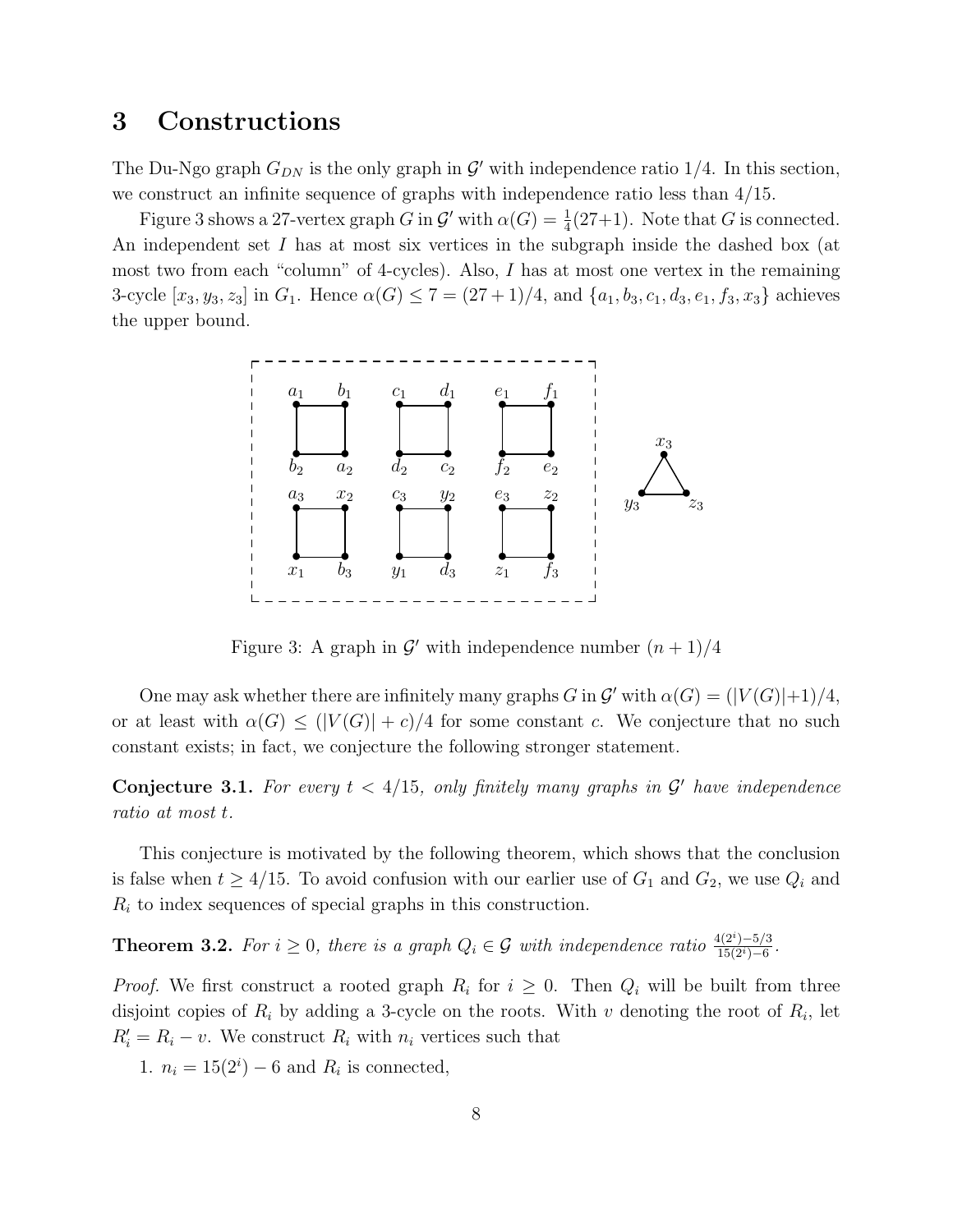## 3 Constructions

The Du-Ngo graph $G_{DN}$ is the only graph in $\mathcal{G}'$ with independence ratio $1/4$. In this section, we construct an infinite sequence of graphs with independence ratio less than $4/15$.

Figure 3 shows a 27-vertex graph $G$ in $\mathcal{G}'$ with $\alpha(G) = \frac{1}{4}(27+1)$. Note that $G$ is connected. An independent set $I$ has at most six vertices in the subgraph inside the dashed box (at most two from each "column" of 4-cycles). Also, $I$ has at most one vertex in the remaining 3-cycle $[x_3, y_3, z_3]$ in $G_1$. Hence $\alpha(G) \leq 7 = (27+1)/4$, and $\{a_1, b_3, c_1, d_3, e_1, f_3, x_3\}$ achieves the upper bound.

Figure 3: A graph in $\mathcal{G}'$ with independence number $(n+1)/4$

One may ask whether there are infinitely many graphs $G$ in $\mathcal{G}'$ with $\alpha(G) = (|V(G)|+1)/4$, or at least with $\alpha(G) \leq (|V(G)| + c)/4$ for some constant $c$. We conjecture that no such constant exists; in fact, we conjecture the following stronger statement.

**Conjecture 3.1.** *For every $t < 4/15$, only finitely many graphs in $\mathcal{G}'$ have independence ratio at most $t$.*

This conjecture is motivated by the following theorem, which shows that the conclusion is false when $t \geq 4/15$. To avoid confusion with our earlier use of $G_1$ and $G_2$, we use $Q_i$ and $R_i$ to index sequences of special graphs in this construction.

**Theorem 3.2.** *For $i \geq 0$, there is a graph $Q_i \in \mathcal{G}$ with independence ratio $\frac{4(2^i)-5/3}{15(2^i)-6}$.*

*Proof.* We first construct a rooted graph $R_i$ for $i \geq 0$. Then $Q_i$ will be built from three disjoint copies of $R_i$ by adding a 3-cycle on the roots. With $v$ denoting the root of $R_i$, let $R_i' = R_i - v$. We construct $R_i$ with $n_i$ vertices such that

1. $n_i = 15(2^i) - 6$ and $R_i$ is connected,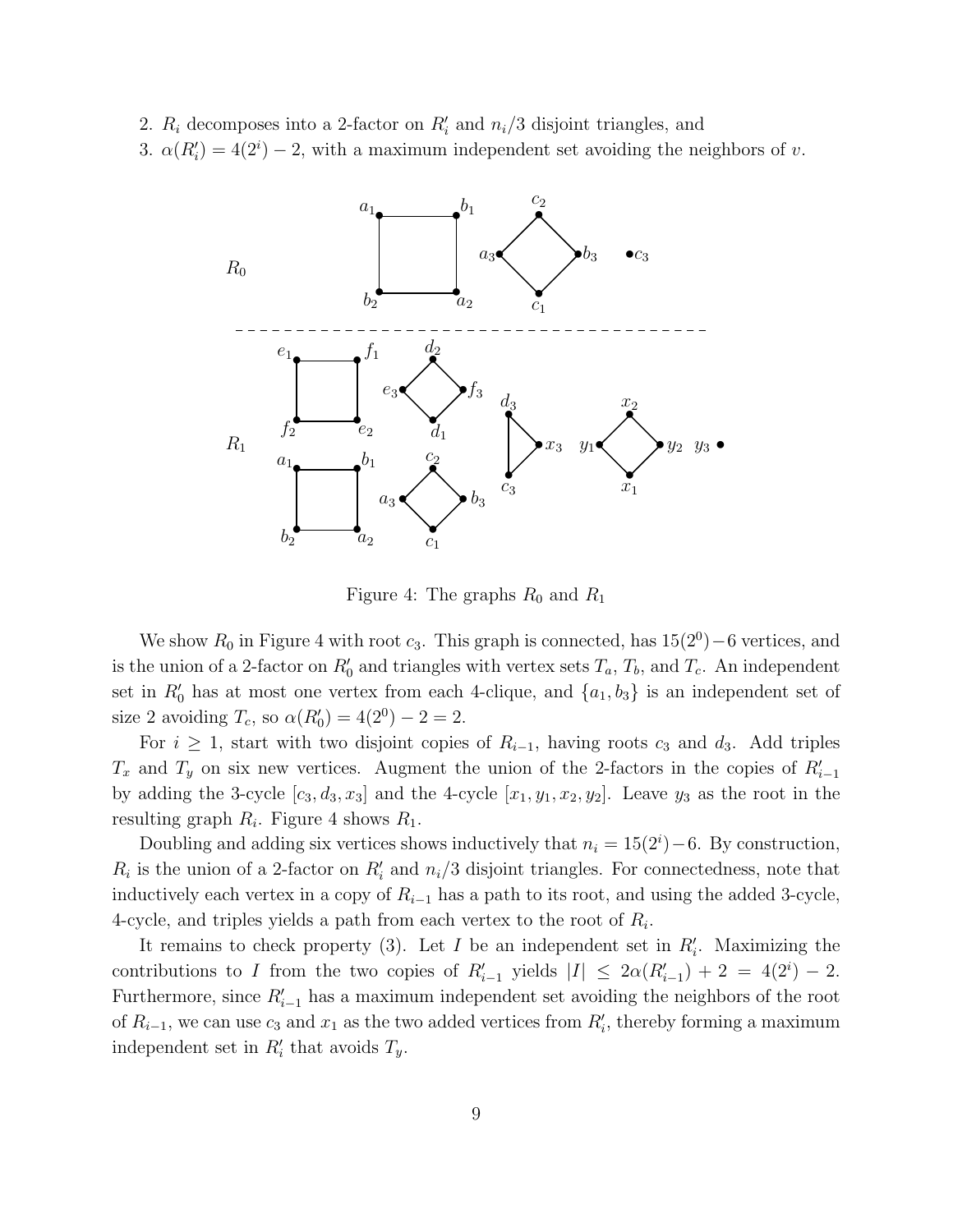2. $R_i$ decomposes into a 2-factor on $R_i'$ and $n_i/3$ disjoint triangles, and
3. $\alpha(R_i') = 4(2^i) - 2$, with a maximum independent set avoiding the neighbors of $v$.

Figure 4: The graphs $R_0$ and $R_1$

We show $R_0$ in Figure 4 with root $c_3$. This graph is connected, has $15(2^0)-6$ vertices, and is the union of a 2-factor on $R_0'$ and triangles with vertex sets $T_a$, $T_b$, and $T_c$. An independent set in $R_0'$ has at most one vertex from each 4-clique, and $\{a_1, b_3\}$ is an independent set of size 2 avoiding $T_c$, so $\alpha(R_0') = 4(2^0) - 2 = 2$.

For $i \geq 1$, start with two disjoint copies of $R_{i-1}$, having roots $c_3$ and $d_3$. Add triples $T_x$ and $T_y$ on six new vertices. Augment the union of the 2-factors in the copies of $R_{i-1}'$ by adding the 3-cycle $[c_3, d_3, x_3]$ and the 4-cycle $[x_1, y_1, x_2, y_2]$. Leave $y_3$ as the root in the resulting graph $R_i$. Figure 4 shows $R_1$.

Doubling and adding six vertices shows inductively that $n_i = 15(2^i)-6$. By construction, $R_i$ is the union of a 2-factor on $R_i'$ and $n_i/3$ disjoint triangles. For connectedness, note that inductively each vertex in a copy of $R_{i-1}$ has a path to its root, and using the added 3-cycle, 4-cycle, and triples yields a path from each vertex to the root of $R_i$.

It remains to check property (3). Let $I$ be an independent set in $R_i'$. Maximizing the contributions to $I$ from the two copies of $R_{i-1}'$ yields $|I| \leq 2\alpha(R_{i-1}') + 2 = 4(2^i) - 2$. Furthermore, since $R_{i-1}'$ has a maximum independent set avoiding the neighbors of the root of $R_{i-1}$, we can use $c_3$ and $x_1$ as the two added vertices from $R_i'$, thereby forming a maximum independent set in $R_i'$ that avoids $T_y$.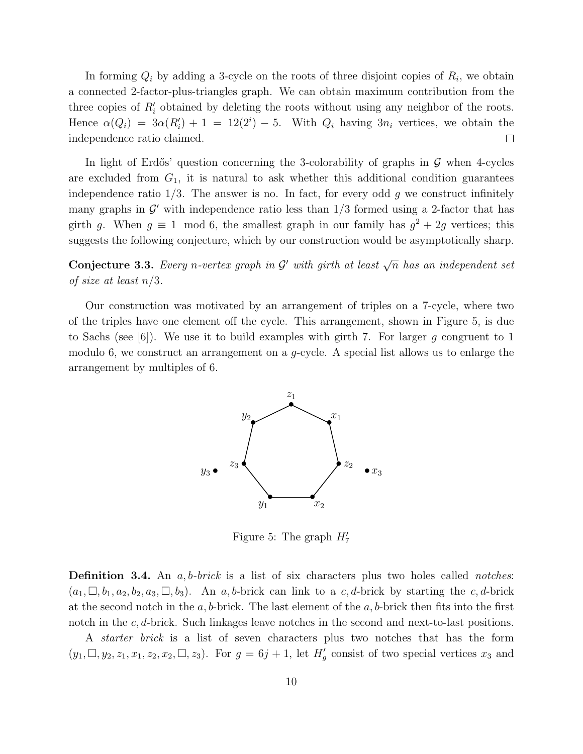In forming $Q_i$ by adding a 3-cycle on the roots of three disjoint copies of $R_i$, we obtain a connected 2-factor-plus-triangles graph. We can obtain maximum contribution from the three copies of $R_i'$ obtained by deleting the roots without using any neighbor of the roots. Hence $\alpha(Q_i) = 3\alpha(R_i') + 1 = 12(2^i) - 5$. With $Q_i$ having $3n_i$ vertices, we obtain the independence ratio claimed. □

In light of Erdős' question concerning the 3-colorability of graphs in $\mathcal{G}$ when 4-cycles are excluded from $G_1$, it is natural to ask whether this additional condition guarantees independence ratio 1/3. The answer is no. In fact, for every odd $g$ we construct infinitely many graphs in $\mathcal{G}'$ with independence ratio less than 1/3 formed using a 2-factor that has girth $g$. When $g \equiv 1 \mod 6$, the smallest graph in our family has $g^2 + 2g$ vertices; this suggests the following conjecture, which by our construction would be asymptotically sharp.

**Conjecture 3.3.** *Every $n$-vertex graph in $\mathcal{G}'$ with girth at least $\sqrt{n}$ has an independent set of size at least $n/3$.*

Our construction was motivated by an arrangement of triples on a 7-cycle, where two of the triples have one element off the cycle. This arrangement, shown in Figure 5, is due to Sachs (see [6]). We use it to build examples with girth 7. For larger $g$ congruent to 1 modulo 6, we construct an arrangement on a $g$-cycle. A special list allows us to enlarge the arrangement by multiples of 6.

Figure 5: The graph $H_7'$

**Definition 3.4.** An *$a,b$-brick* is a list of six characters plus two holes called *notches*: $(a_1, \square, b_1, a_2, b_2, a_3, \square, b_3)$. An $a,b$-brick can link to a $c,d$-brick by starting the $c,d$-brick at the second notch in the $a,b$-brick. The last element of the $a,b$-brick then fits into the first notch in the $c,d$-brick. Such linkages leave notches in the second and next-to-last positions.

A *starter brick* is a list of seven characters plus two notches that has the form $(y_1, \square, y_2, z_1, x_1, z_2, x_2, \square, z_3)$. For $g = 6j + 1$, let $H_g'$ consist of two special vertices $x_3$ and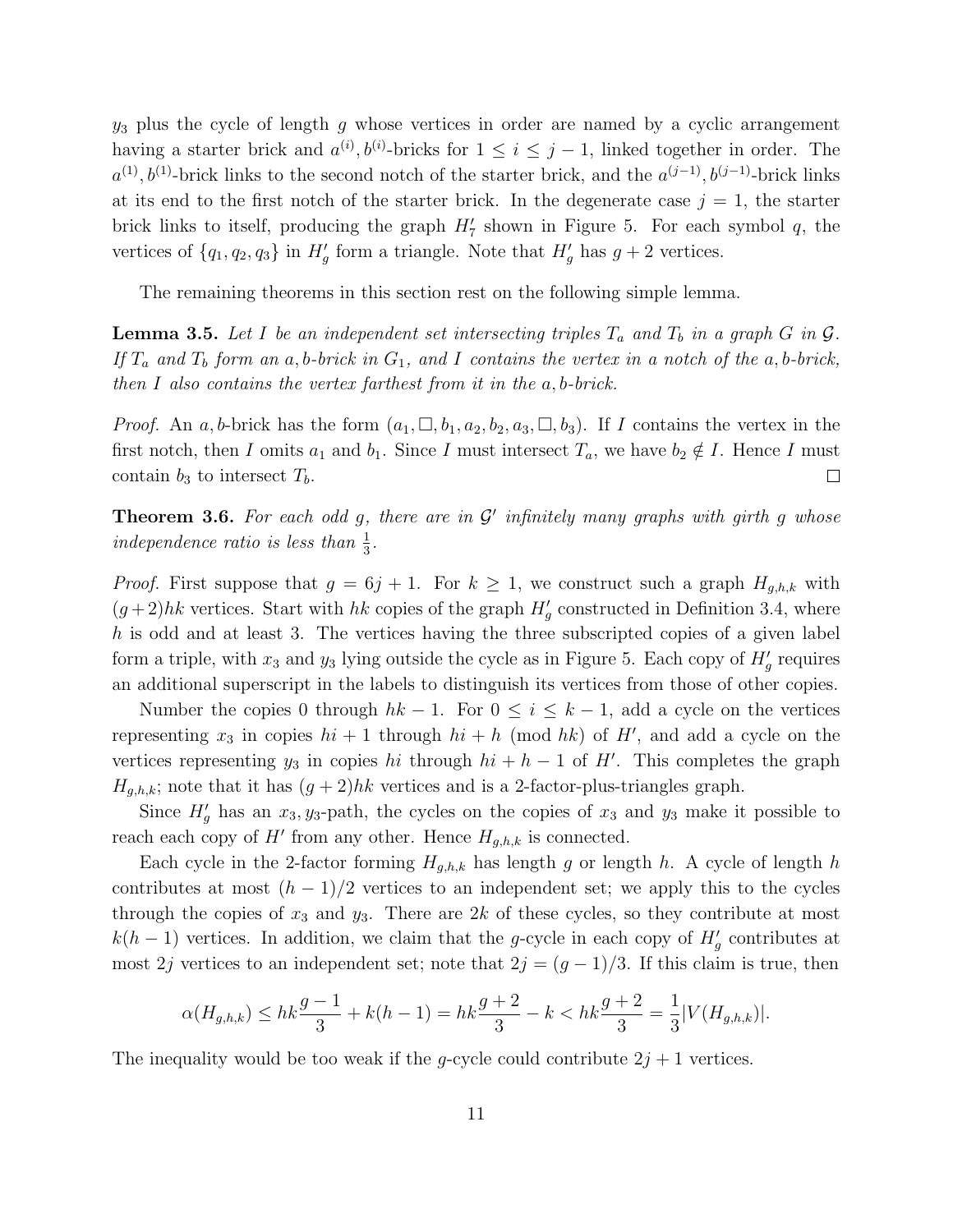$y_3$ plus the cycle of length $g$ whose vertices in order are named by a cyclic arrangement having a starter brick and $a^{(i)}, b^{(i)}$-bricks for $1 \le i \le j-1$, linked together in order. The $a^{(1)}, b^{(1)}$-brick links to the second notch of the starter brick, and the $a^{(j-1)}, b^{(j-1)}$-brick links at its end to the first notch of the starter brick. In the degenerate case $j = 1$, the starter brick links to itself, producing the graph $H'_7$ shown in Figure 5. For each symbol $q$, the vertices of $\{q_1, q_2, q_3\}$ in $H'_g$ form a triangle. Note that $H'_g$ has $g + 2$ vertices.

The remaining theorems in this section rest on the following simple lemma.

**Lemma 3.5.** *Let $I$ be an independent set intersecting triples $T_a$ and $T_b$ in a graph $G$ in $\mathcal{G}$. If $T_a$ and $T_b$ form an $a, b$-brick in $G_1$, and $I$ contains the vertex in a notch of the $a, b$-brick, then $I$ also contains the vertex farthest from it in the $a, b$-brick.*

*Proof.* An $a, b$-brick has the form $(a_1, \square, b_1, a_2, b_2, a_3, \square, b_3)$. If $I$ contains the vertex in the first notch, then $I$ omits $a_1$ and $b_1$. Since $I$ must intersect $T_a$, we have $b_2 \notin I$. Hence $I$ must contain $b_3$ to intersect $T_b$. $\square$

**Theorem 3.6.** *For each odd $g$, there are in $\mathcal{G}'$ infinitely many graphs with girth $g$ whose independence ratio is less than $\frac{1}{3}$.*

*Proof.* First suppose that $g = 6j + 1$. For $k \ge 1$, we construct such a graph $H_{g,h,k}$ with $(g+2)hk$ vertices. Start with $hk$ copies of the graph $H'_g$ constructed in Definition 3.4, where $h$ is odd and at least 3. The vertices having the three subscripted copies of a given label form a triple, with $x_3$ and $y_3$ lying outside the cycle as in Figure 5. Each copy of $H'_g$ requires an additional superscript in the labels to distinguish its vertices from those of other copies.

Number the copies 0 through $hk - 1$. For $0 \le i \le k - 1$, add a cycle on the vertices representing $x_3$ in copies $hi + 1$ through $hi + h$ (mod $hk$) of $H'$, and add a cycle on the vertices representing $y_3$ in copies $hi$ through $hi + h - 1$ of $H'$. This completes the graph $H_{g,h,k}$; note that it has $(g + 2)hk$ vertices and is a 2-factor-plus-triangles graph.

Since $H'_g$ has an $x_3, y_3$-path, the cycles on the copies of $x_3$ and $y_3$ make it possible to reach each copy of $H'$ from any other. Hence $H_{g,h,k}$ is connected.

Each cycle in the 2-factor forming $H_{g,h,k}$ has length $g$ or length $h$. A cycle of length $h$ contributes at most $(h - 1)/2$ vertices to an independent set; we apply this to the cycles through the copies of $x_3$ and $y_3$. There are $2k$ of these cycles, so they contribute at most $k(h - 1)$ vertices. In addition, we claim that the $g$-cycle in each copy of $H'_g$ contributes at most $2j$ vertices to an independent set; note that $2j = (g - 1)/3$. If this claim is true, then

$$\alpha(H_{g,h,k}) \le hk\frac{g-1}{3} + k(h-1) = hk\frac{g+2}{3} - k < hk\frac{g+2}{3} = \frac{1}{3}|V(H_{g,h,k})|.$$

The inequality would be too weak if the $g$-cycle could contribute $2j + 1$ vertices.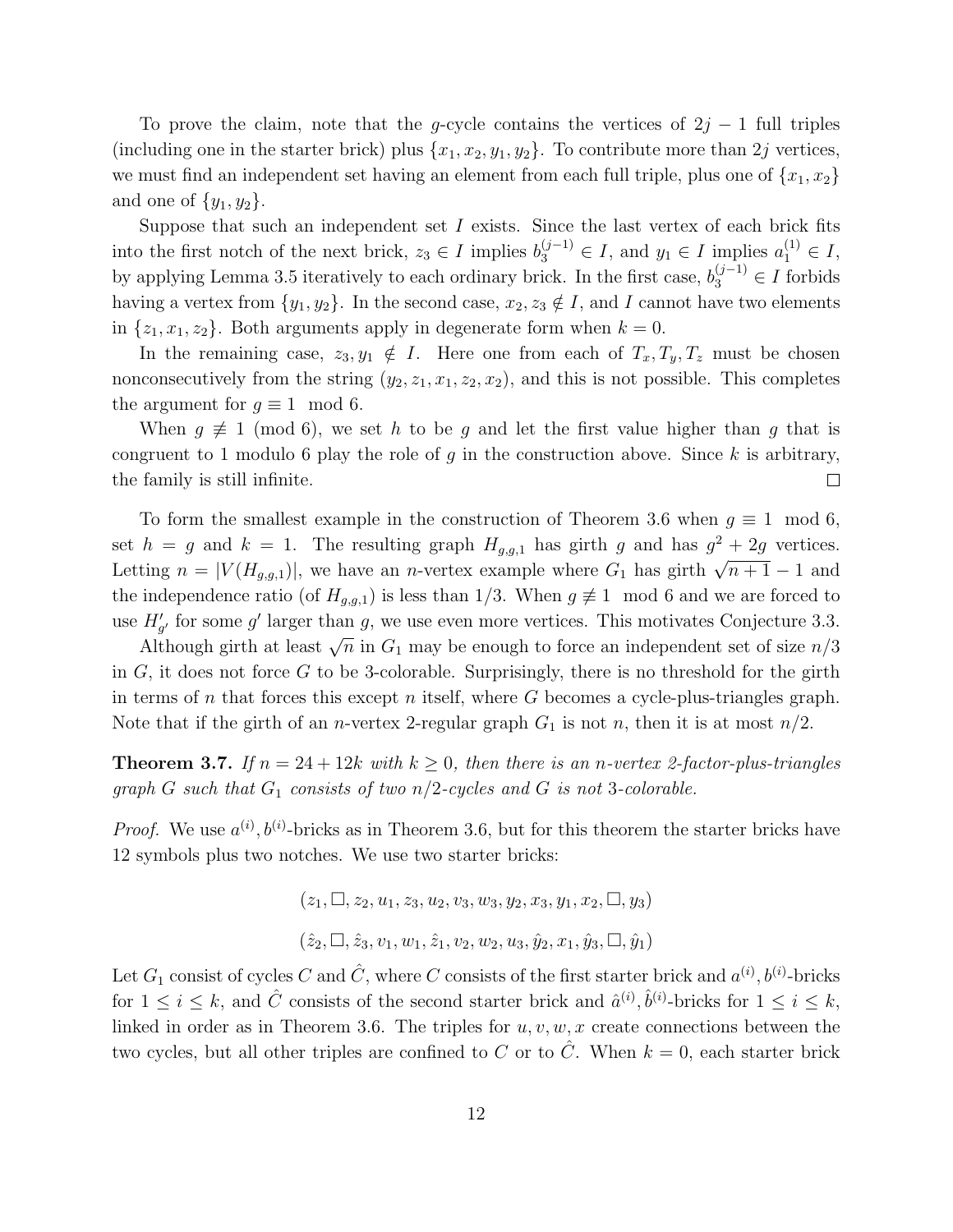To prove the claim, note that the $g$-cycle contains the vertices of $2j-1$ full triples (including one in the starter brick) plus $\{x_1, x_2, y_1, y_2\}$. To contribute more than $2j$ vertices, we must find an independent set having an element from each full triple, plus one of $\{x_1, x_2\}$ and one of $\{y_1, y_2\}$.

Suppose that such an independent set $I$ exists. Since the last vertex of each brick fits into the first notch of the next brick, $z_3 \in I$ implies $b_3^{(j-1)} \in I$, and $y_1 \in I$ implies $a_1^{(1)} \in I$, by applying Lemma 3.5 iteratively to each ordinary brick. In the first case, $b_3^{(j-1)} \in I$ forbids having a vertex from $\{y_1, y_2\}$. In the second case, $x_2, z_3 \notin I$, and $I$ cannot have two elements in $\{z_1, x_1, z_2\}$. Both arguments apply in degenerate form when $k = 0$.

In the remaining case, $z_3, y_1 \notin I$. Here one from each of $T_x, T_y, T_z$ must be chosen nonconsecutively from the string $(y_2, z_1, x_1, z_2, x_2)$, and this is not possible. This completes the argument for $g \equiv 1 \mod 6$.

When $g \not\equiv 1 \pmod 6$, we set $h$ to be $g$ and let the first value higher than $g$ that is congruent to 1 modulo 6 play the role of $g$ in the construction above. Since $k$ is arbitrary, the family is still infinite. $\square$

To form the smallest example in the construction of Theorem 3.6 when $g \equiv 1 \mod 6$, set $h = g$ and $k = 1$. The resulting graph $H_{g,g,1}$ has girth $g$ and has $g^2 + 2g$ vertices. Letting $n = |V(H_{g,g,1})|$, we have an $n$-vertex example where $G_1$ has girth $\sqrt{n+1} - 1$ and the independence ratio (of $H_{g,g,1}$) is less than $1/3$. When $g \not\equiv 1 \mod 6$ and we are forced to use $H'_{g'}$ for some $g'$ larger than $g$, we use even more vertices. This motivates Conjecture 3.3.

Although girth at least $\sqrt{n}$ in $G_1$ may be enough to force an independent set of size $n/3$ in $G$, it does not force $G$ to be 3-colorable. Surprisingly, there is no threshold for the girth in terms of $n$ that forces this except $n$ itself, where $G$ becomes a cycle-plus-triangles graph. Note that if the girth of an $n$-vertex 2-regular graph $G_1$ is not $n$, then it is at most $n/2$.

**Theorem 3.7.** *If $n = 24 + 12k$ with $k \geq 0$, then there is an $n$-vertex 2-factor-plus-triangles graph $G$ such that $G_1$ consists of two $n/2$-cycles and $G$ is not 3-colorable.*

*Proof.* We use $a^{(i)}, b^{(i)}$-bricks as in Theorem 3.6, but for this theorem the starter bricks have 12 symbols plus two notches. We use two starter bricks:

$$(z_1, \square, z_2, u_1, z_3, u_2, v_3, w_3, y_2, x_3, y_1, x_2, \square, y_3)$$

$$(\hat{z}_2, \square, \hat{z}_3, v_1, w_1, \hat{z}_1, v_2, w_2, u_3, \hat{y}_2, x_1, \hat{y}_3, \square, \hat{y}_1)$$

Let $G_1$ consist of cycles $C$ and $\hat{C}$, where $C$ consists of the first starter brick and $a^{(i)}, b^{(i)}$-bricks for $1 \leq i \leq k$, and $\hat{C}$ consists of the second starter brick and $\hat{a}^{(i)}, \hat{b}^{(i)}$-bricks for $1 \leq i \leq k$, linked in order as in Theorem 3.6. The triples for $u, v, w, x$ create connections between the two cycles, but all other triples are confined to $C$ or to $\hat{C}$. When $k = 0$, each starter brick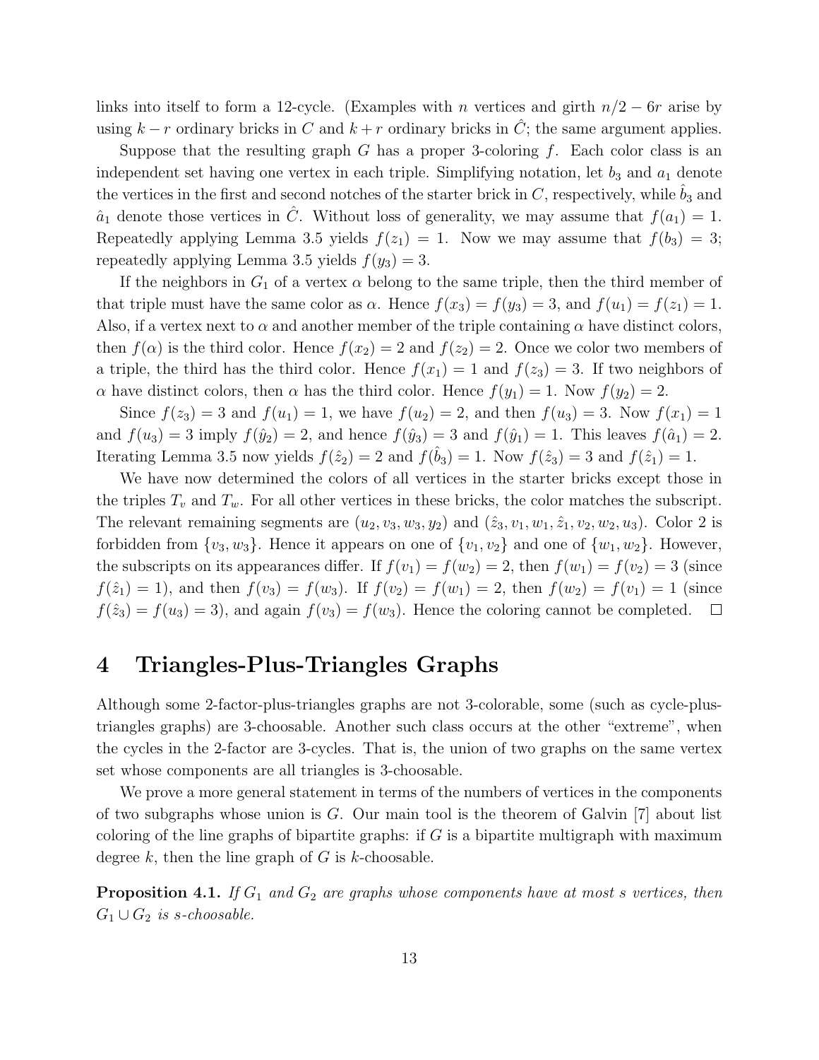links into itself to form a 12-cycle. (Examples with $n$ vertices and girth $n/2 - 6r$ arise by using $k-r$ ordinary bricks in $C$ and $k+r$ ordinary bricks in $\hat{C}$; the same argument applies.

Suppose that the resulting graph $G$ has a proper 3-coloring $f$. Each color class is an independent set having one vertex in each triple. Simplifying notation, let $b_3$ and $a_1$ denote the vertices in the first and second notches of the starter brick in $C$, respectively, while $\hat{b}_3$ and $\hat{a}_1$ denote those vertices in $\hat{C}$. Without loss of generality, we may assume that $f(a_1) = 1$. Repeatedly applying Lemma 3.5 yields $f(z_1) = 1$. Now we may assume that $f(b_3) = 3$; repeatedly applying Lemma 3.5 yields $f(y_3) = 3$.

If the neighbors in $G_1$ of a vertex $\alpha$ belong to the same triple, then the third member of that triple must have the same color as $\alpha$. Hence $f(x_3) = f(y_3) = 3$, and $f(u_1) = f(z_1) = 1$. Also, if a vertex next to $\alpha$ and another member of the triple containing $\alpha$ have distinct colors, then $f(\alpha)$ is the third color. Hence $f(x_2) = 2$ and $f(z_2) = 2$. Once we color two members of a triple, the third has the third color. Hence $f(x_1) = 1$ and $f(z_3) = 3$. If two neighbors of $\alpha$ have distinct colors, then $\alpha$ has the third color. Hence $f(y_1) = 1$. Now $f(y_2) = 2$.

Since $f(z_3) = 3$ and $f(u_1) = 1$, we have $f(u_2) = 2$, and then $f(u_3) = 3$. Now $f(x_1) = 1$ and $f(u_3) = 3$ imply $f(\hat{y}_2) = 2$, and hence $f(\hat{y}_3) = 3$ and $f(\hat{y}_1) = 1$. This leaves $f(\hat{a}_1) = 2$. Iterating Lemma 3.5 now yields $f(\hat{z}_2) = 2$ and $f(\hat{b}_3) = 1$. Now $f(\hat{z}_3) = 3$ and $f(\hat{z}_1) = 1$.

We have now determined the colors of all vertices in the starter bricks except those in the triples $T_v$ and $T_w$. For all other vertices in these bricks, the color matches the subscript. The relevant remaining segments are $(u_2, v_3, w_3, y_2)$ and $(\hat{z}_3, v_1, w_1, \hat{z}_1, v_2, w_2, u_3)$. Color 2 is forbidden from $\{v_3, w_3\}$. Hence it appears on one of $\{v_1, v_2\}$ and one of $\{w_1, w_2\}$. However, the subscripts on its appearances differ. If $f(v_1) = f(w_2) = 2$, then $f(w_1) = f(v_2) = 3$ (since $f(\hat{z}_1) = 1$), and then $f(v_3) = f(w_3)$. If $f(v_2) = f(w_1) = 2$, then $f(w_2) = f(v_1) = 1$ (since $f(\hat{z}_3) = f(u_3) = 3$), and again $f(v_3) = f(w_3)$. Hence the coloring cannot be completed. □

# 4 Triangles-Plus-Triangles Graphs

Although some 2-factor-plus-triangles graphs are not 3-colorable, some (such as cycle-plus-triangles graphs) are 3-choosable. Another such class occurs at the other "extreme", when the cycles in the 2-factor are 3-cycles. That is, the union of two graphs on the same vertex set whose components are all triangles is 3-choosable.

We prove a more general statement in terms of the numbers of vertices in the components of two subgraphs whose union is $G$. Our main tool is the theorem of Galvin [7] about list coloring of the line graphs of bipartite graphs: if $G$ is a bipartite multigraph with maximum degree $k$, then the line graph of $G$ is $k$-choosable.

**Proposition 4.1.** *If $G_1$ and $G_2$ are graphs whose components have at most $s$ vertices, then $G_1 \cup G_2$ is $s$-choosable.*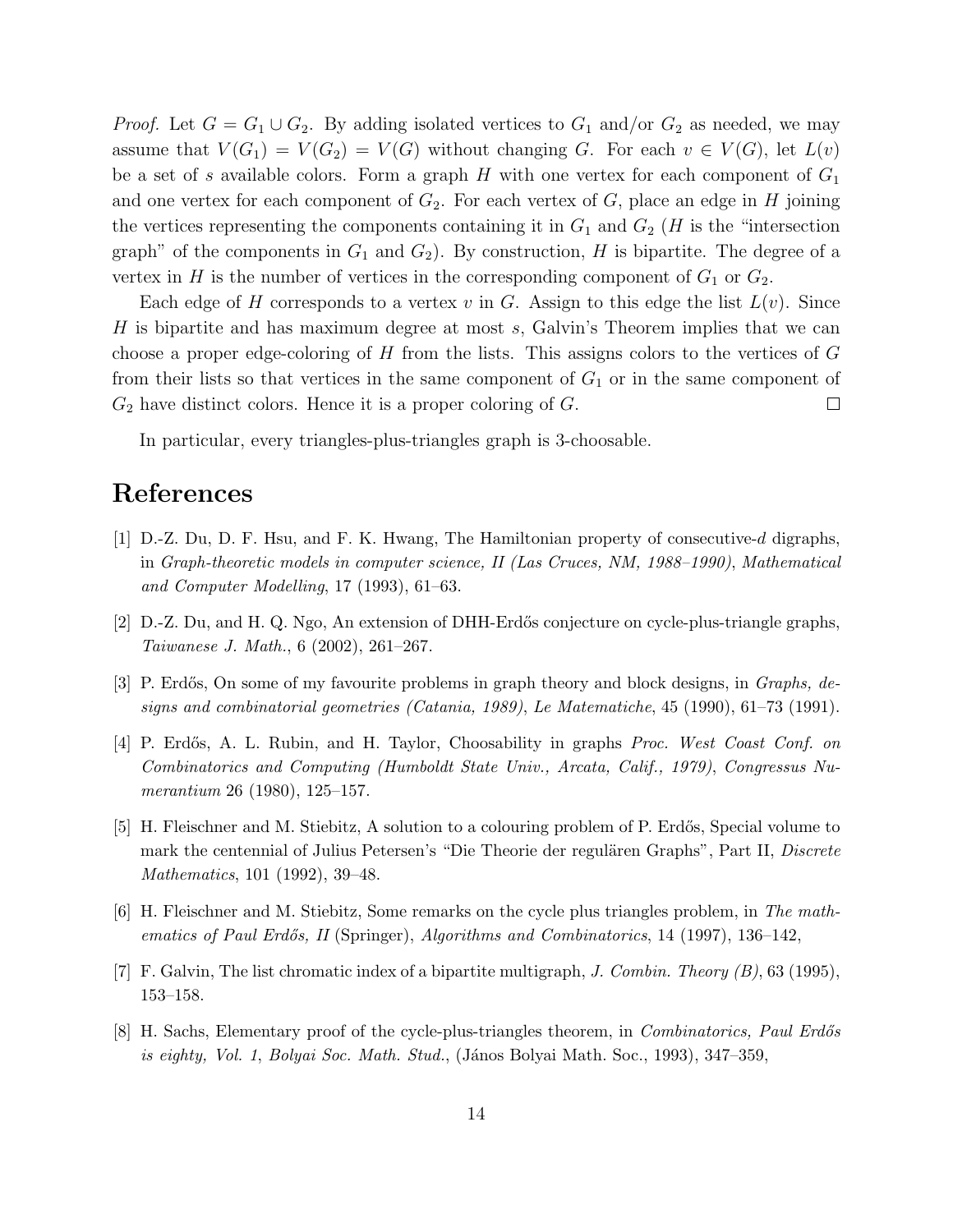*Proof.* Let $G = G_1 \cup G_2$. By adding isolated vertices to $G_1$ and/or $G_2$ as needed, we may assume that $V(G_1) = V(G_2) = V(G)$ without changing $G$. For each $v \in V(G)$, let $L(v)$ be a set of $s$ available colors. Form a graph $H$ with one vertex for each component of $G_1$ and one vertex for each component of $G_2$. For each vertex of $G$, place an edge in $H$ joining the vertices representing the components containing it in $G_1$ and $G_2$ ($H$ is the "intersection graph" of the components in $G_1$ and $G_2$). By construction, $H$ is bipartite. The degree of a vertex in $H$ is the number of vertices in the corresponding component of $G_1$ or $G_2$.

Each edge of $H$ corresponds to a vertex $v$ in $G$. Assign to this edge the list $L(v)$. Since $H$ is bipartite and has maximum degree at most $s$, Galvin's Theorem implies that we can choose a proper edge-coloring of $H$ from the lists. This assigns colors to the vertices of $G$ from their lists so that vertices in the same component of $G_1$ or in the same component of $G_2$ have distinct colors. Hence it is a proper coloring of $G$. □

In particular, every triangles-plus-triangles graph is 3-choosable.

# References

[1] D.-Z. Du, D. F. Hsu, and F. K. Hwang, The Hamiltonian property of consecutive-$d$ digraphs, in *Graph-theoretic models in computer science, II (Las Cruces, NM, 1988–1990)*, *Mathematical and Computer Modelling*, 17 (1993), 61–63.

[2] D.-Z. Du, and H. Q. Ngo, An extension of DHH-Erdős conjecture on cycle-plus-triangle graphs, *Taiwanese J. Math.*, 6 (2002), 261–267.

[3] P. Erdős, On some of my favourite problems in graph theory and block designs, in *Graphs, designs and combinatorial geometries (Catania, 1989)*, *Le Matematiche*, 45 (1990), 61–73 (1991).

[4] P. Erdős, A. L. Rubin, and H. Taylor, Choosability in graphs *Proc. West Coast Conf. on Combinatorics and Computing (Humboldt State Univ., Arcata, Calif., 1979)*, *Congressus Numerantium* 26 (1980), 125–157.

[5] H. Fleischner and M. Stiebitz, A solution to a colouring problem of P. Erdős, Special volume to mark the centennial of Julius Petersen's "Die Theorie der regulären Graphs", Part II, *Discrete Mathematics*, 101 (1992), 39–48.

[6] H. Fleischner and M. Stiebitz, Some remarks on the cycle plus triangles problem, in *The mathematics of Paul Erdős, II* (Springer), *Algorithms and Combinatorics*, 14 (1997), 136–142,

[7] F. Galvin, The list chromatic index of a bipartite multigraph, *J. Combin. Theory (B)*, 63 (1995), 153–158.

[8] H. Sachs, Elementary proof of the cycle-plus-triangles theorem, in *Combinatorics, Paul Erdős is eighty, Vol. 1*, *Bolyai Soc. Math. Stud.*, (János Bolyai Math. Soc., 1993), 347–359,